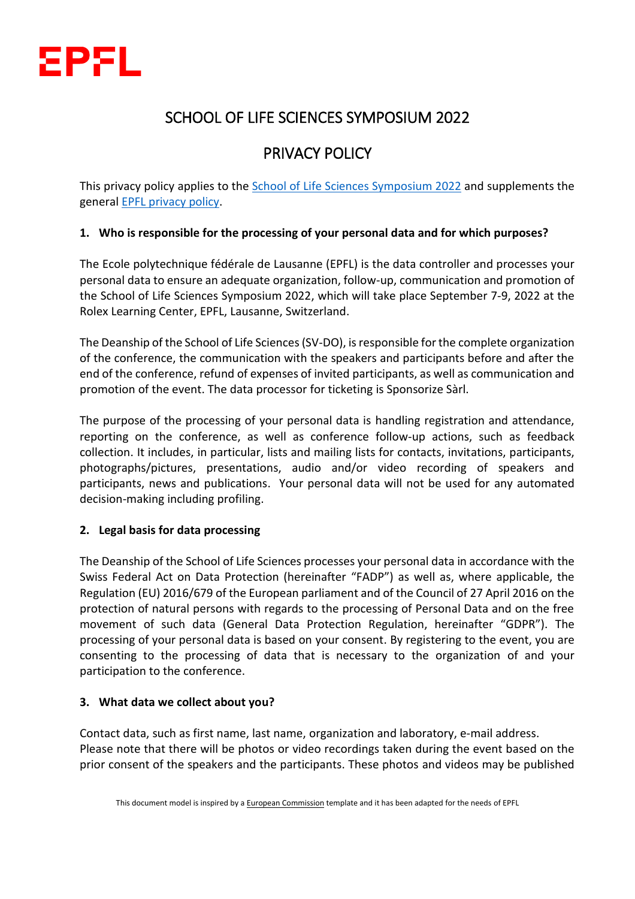EPFL

# SCHOOL OF LIFE SCIENCES SYMPOSIUM 2022

# PRIVACY POLICY

This privacy policy applies to the School of Life Sciences Symposium 2022 and supplements the general EPFL privacy policy.

## 1. Who is responsible for the processing of your personal data and for which purposes?

The Ecole polytechnique fédérale de Lausanne (EPFL) is the data controller and processes your personal data to ensure an adequate organization, follow-up, communication and promotion of the School of Life Sciences Symposium 2022, which will take place September 7-9, 2022 at the Rolex Learning Center, EPFL, Lausanne, Switzerland.

The Deanship of the School of Life Sciences (SV-DO), is responsible for the complete organization of the conference, the communication with the speakers and participants before and after the end of the conference, refund of expenses of invited participants, as well as communication and promotion of the event. The data processor for ticketing is Sponsorize Sàrl.

The purpose of the processing of your personal data is handling registration and attendance, reporting on the conference, as well as conference follow-up actions, such as feedback collection. It includes, in particular, lists and mailing lists for contacts, invitations, participants, photographs/pictures, presentations, audio and/or video recording of speakers and participants, news and publications. Your personal data will not be used for any automated decision-making including profiling.

## 2. Legal basis for data processing

The Deanship of the School of Life Sciences processes your personal data in accordance with the Swiss Federal Act on Data Protection (hereinafter "FADP") as well as, where applicable, the Regulation (EU) 2016/679 of the European parliament and of the Council of 27 April 2016 on the protection of natural persons with regards to the processing of Personal Data and on the free movement of such data (General Data Protection Regulation, hereinafter "GDPR"). The processing of your personal data is based on your consent. By registering to the event, you are consenting to the processing of data that is necessary to the organization of and your participation to the conference.

## 3. What data we collect about you?

Contact data, such as first name, last name, organization and laboratory, e-mail address.
Please note that there will be photos or video recordings taken during the event based on the prior consent of the speakers and the participants. These photos and videos may be published

This document model is inspired by a European Commission template and it has been adapted for the needs of EPFL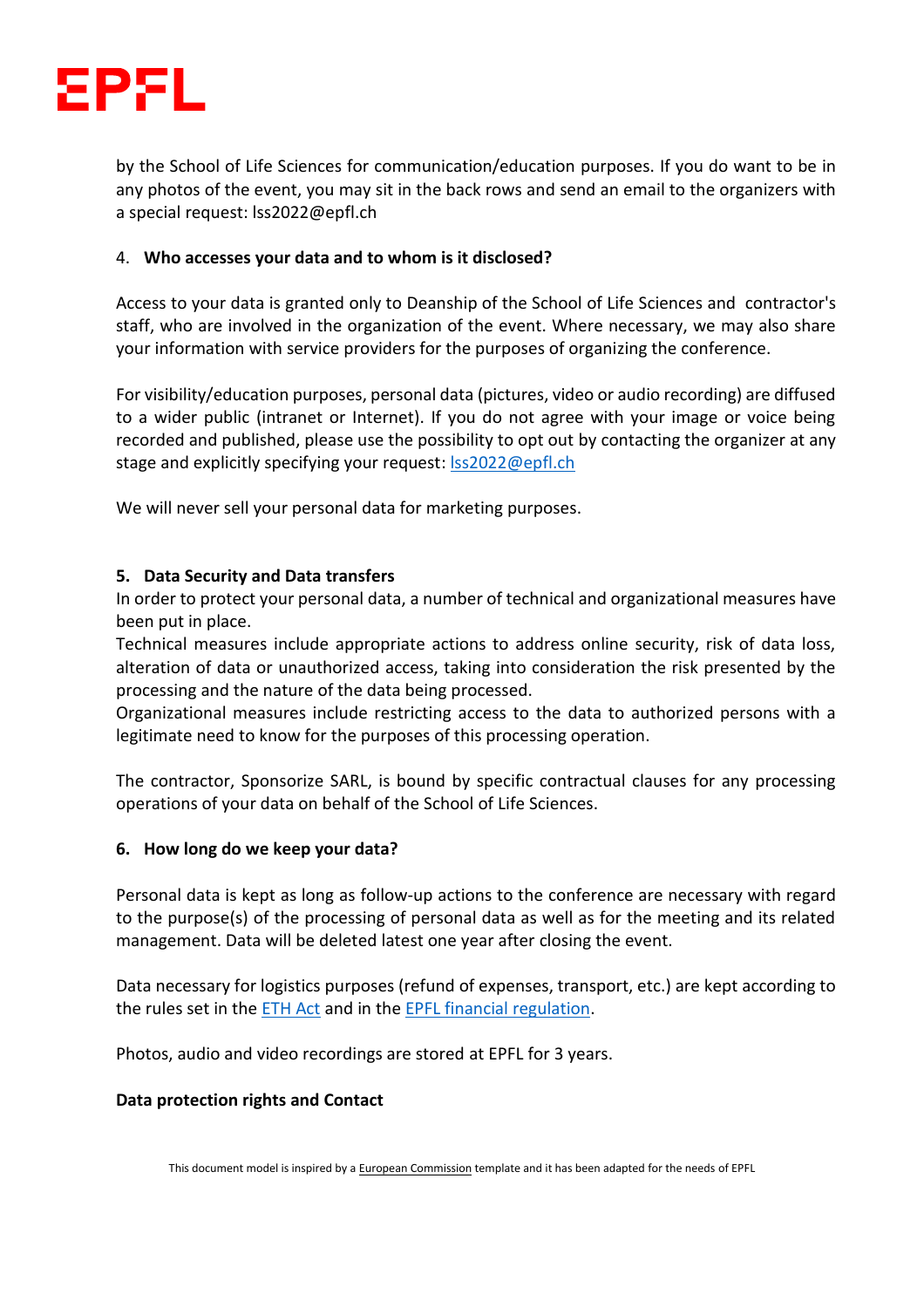by the School of Life Sciences for communication/education purposes. If you do want to be in any photos of the event, you may sit in the back rows and send an email to the organizers with a special request: lss2022@epfl.ch

## 4. Who accesses your data and to whom is it disclosed?

Access to your data is granted only to Deanship of the School of Life Sciences and contractor's staff, who are involved in the organization of the event. Where necessary, we may also share your information with service providers for the purposes of organizing the conference.

For visibility/education purposes, personal data (pictures, video or audio recording) are diffused to a wider public (intranet or Internet). If you do not agree with your image or voice being recorded and published, please use the possibility to opt out by contacting the organizer at any stage and explicitly specifying your request: [lss2022@epfl.ch](mailto:lss2022@epfl.ch)

We will never sell your personal data for marketing purposes.

## 5. Data Security and Data transfers

In order to protect your personal data, a number of technical and organizational measures have been put in place.
Technical measures include appropriate actions to address online security, risk of data loss, alteration of data or unauthorized access, taking into consideration the risk presented by the processing and the nature of the data being processed.
Organizational measures include restricting access to the data to authorized persons with a legitimate need to know for the purposes of this processing operation.

The contractor, Sponsorize SARL, is bound by specific contractual clauses for any processing operations of your data on behalf of the School of Life Sciences.

## 6. How long do we keep your data?

Personal data is kept as long as follow-up actions to the conference are necessary with regard to the purpose(s) of the processing of personal data as well as for the meeting and its related management. Data will be deleted latest one year after closing the event.

Data necessary for logistics purposes (refund of expenses, transport, etc.) are kept according to the rules set in the ETH Act and in the EPFL financial regulation.

Photos, audio and video recordings are stored at EPFL for 3 years.

## Data protection rights and Contact

This document model is inspired by a European Commission template and it has been adapted for the needs of EPFL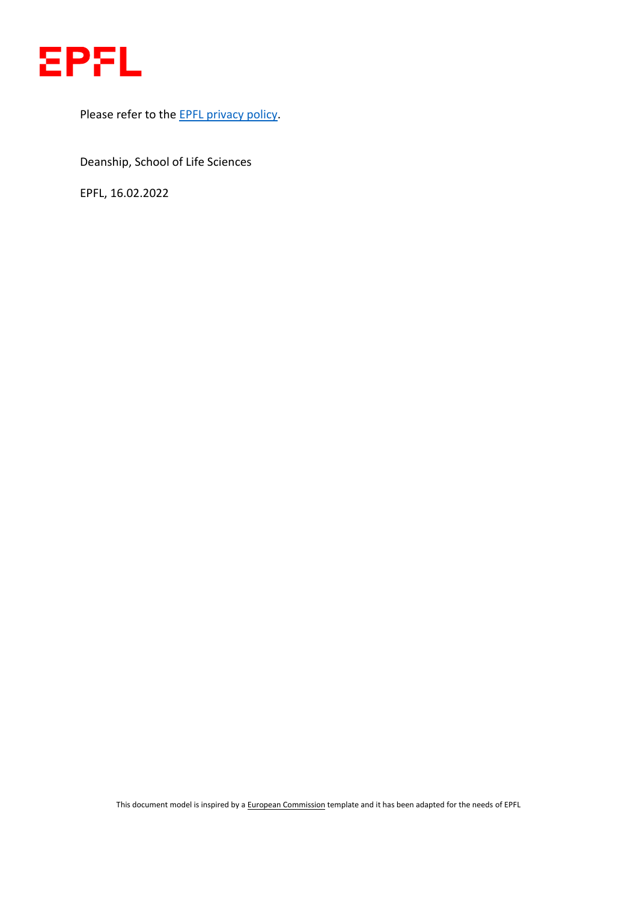Please refer to the EPFL privacy policy.

Deanship, School of Life Sciences

EPFL, 16.02.2022

This document model is inspired by a European Commission template and it has been adapted for the needs of EPFL